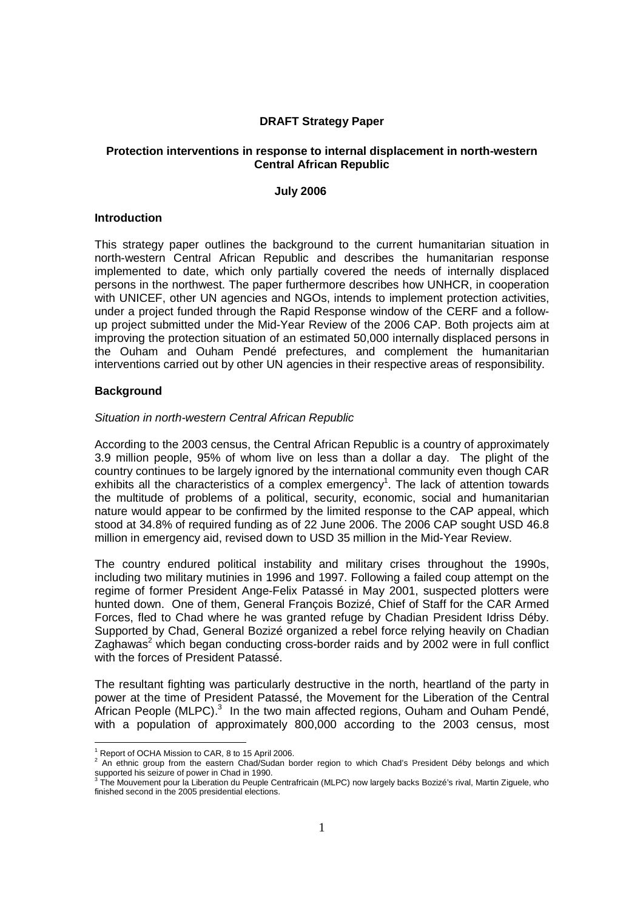**DRAFT Strategy Paper**

**Protection interventions in response to internal displacement in north-western Central African Republic**

**July 2006**

## Introduction

This strategy paper outlines the background to the current humanitarian situation in north-western Central African Republic and describes the humanitarian response implemented to date, which only partially covered the needs of internally displaced persons in the northwest. The paper furthermore describes how UNHCR, in cooperation with UNICEF, other UN agencies and NGOs, intends to implement protection activities, under a project funded through the Rapid Response window of the CERF and a follow-up project submitted under the Mid-Year Review of the 2006 CAP. Both projects aim at improving the protection situation of an estimated 50,000 internally displaced persons in the Ouham and Ouham Pendé prefectures, and complement the humanitarian interventions carried out by other UN agencies in their respective areas of responsibility.

## Background

*Situation in north-western Central African Republic*

According to the 2003 census, the Central African Republic is a country of approximately 3.9 million people, 95% of whom live on less than a dollar a day. The plight of the country continues to be largely ignored by the international community even though CAR exhibits all the characteristics of a complex emergency[1]. The lack of attention towards the multitude of problems of a political, security, economic, social and humanitarian nature would appear to be confirmed by the limited response to the CAP appeal, which stood at 34.8% of required funding as of 22 June 2006. The 2006 CAP sought USD 46.8 million in emergency aid, revised down to USD 35 million in the Mid-Year Review.

The country endured political instability and military crises throughout the 1990s, including two military mutinies in 1996 and 1997. Following a failed coup attempt on the regime of former President Ange-Felix Patassé in May 2001, suspected plotters were hunted down. One of them, General François Bozizé, Chief of Staff for the CAR Armed Forces, fled to Chad where he was granted refuge by Chadian President Idriss Déby. Supported by Chad, General Bozizé organized a rebel force relying heavily on Chadian Zaghawas[2] which began conducting cross-border raids and by 2002 were in full conflict with the forces of President Patassé.

The resultant fighting was particularly destructive in the north, heartland of the party in power at the time of President Patassé, the Movement for the Liberation of the Central African People (MLPC).[3] In the two main affected regions, Ouham and Ouham Pendé, with a population of approximately 800,000 according to the 2003 census, most

---

[1] Report of OCHA Mission to CAR, 8 to 15 April 2006.

[2] An ethnic group from the eastern Chad/Sudan border region to which Chad's President Déby belongs and which supported his seizure of power in Chad in 1990.

[3] The Mouvement pour la Liberation du Peuple Centrafricain (MLPC) now largely backs Bozizé's rival, Martin Ziguele, who finished second in the 2005 presidential elections.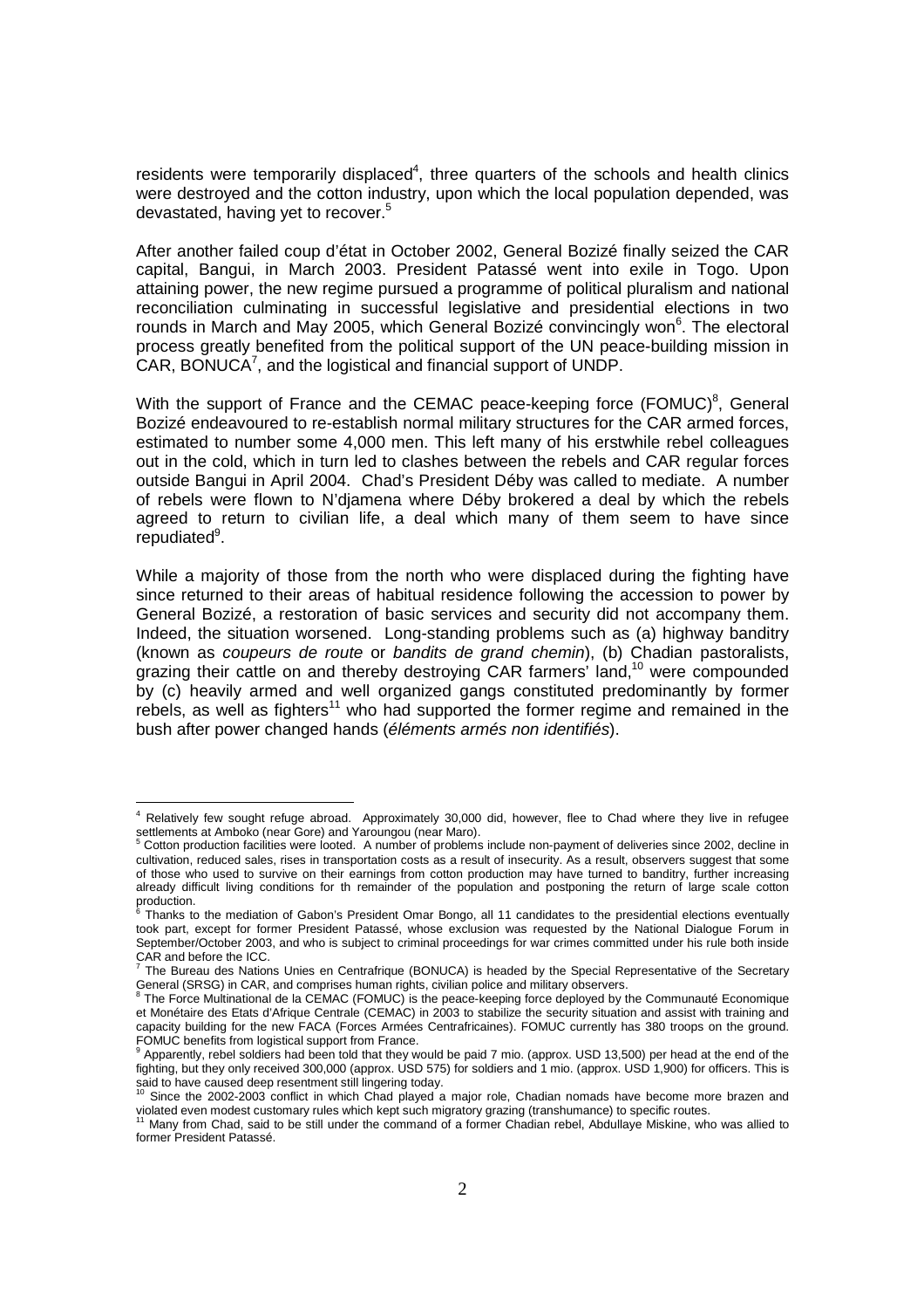residents were temporarily displaced[4], three quarters of the schools and health clinics were destroyed and the cotton industry, upon which the local population depended, was devastated, having yet to recover.[5]

After another failed coup d'état in October 2002, General Bozizé finally seized the CAR capital, Bangui, in March 2003. President Patassé went into exile in Togo. Upon attaining power, the new regime pursued a programme of political pluralism and national reconciliation culminating in successful legislative and presidential elections in two rounds in March and May 2005, which General Bozizé convincingly won[6]. The electoral process greatly benefited from the political support of the UN peace-building mission in CAR, BONUCA[7], and the logistical and financial support of UNDP.

With the support of France and the CEMAC peace-keeping force (FOMUC)[8], General Bozizé endeavoured to re-establish normal military structures for the CAR armed forces, estimated to number some 4,000 men. This left many of his erstwhile rebel colleagues out in the cold, which in turn led to clashes between the rebels and CAR regular forces outside Bangui in April 2004. Chad's President Déby was called to mediate. A number of rebels were flown to N'djamena where Déby brokered a deal by which the rebels agreed to return to civilian life, a deal which many of them seem to have since repudiated[9].

While a majority of those from the north who were displaced during the fighting have since returned to their areas of habitual residence following the accession to power by General Bozizé, a restoration of basic services and security did not accompany them. Indeed, the situation worsened. Long-standing problems such as (a) highway banditry (known as *coupeurs de route* or *bandits de grand chemin*), (b) Chadian pastoralists, grazing their cattle on and thereby destroying CAR farmers' land,[10] were compounded by (c) heavily armed and well organized gangs constituted predominantly by former rebels, as well as fighters[11] who had supported the former regime and remained in the bush after power changed hands (*éléments armés non identifiés*).

---

[4] Relatively few sought refuge abroad. Approximately 30,000 did, however, flee to Chad where they live in refugee settlements at Amboko (near Gore) and Yaroungou (near Maro).

[5] Cotton production facilities were looted. A number of problems include non-payment of deliveries since 2002, decline in cultivation, reduced sales, rises in transportation costs as a result of insecurity. As a result, observers suggest that some of those who used to survive on their earnings from cotton production may have turned to banditry, further increasing already difficult living conditions for th remainder of the population and postponing the return of large scale cotton production.

[6] Thanks to the mediation of Gabon's President Omar Bongo, all 11 candidates to the presidential elections eventually took part, except for former President Patassé, whose exclusion was requested by the National Dialogue Forum in September/October 2003, and who is subject to criminal proceedings for war crimes committed under his rule both inside CAR and before the ICC.

[7] The Bureau des Nations Unies en Centrafrique (BONUCA) is headed by the Special Representative of the Secretary General (SRSG) in CAR, and comprises human rights, civilian police and military observers.

[8] The Force Multinational de la CEMAC (FOMUC) is the peace-keeping force deployed by the Communauté Economique et Monétaire des Etats d'Afrique Centrale (CEMAC) in 2003 to stabilize the security situation and assist with training and capacity building for the new FACA (Forces Armées Centrafricaines). FOMUC currently has 380 troops on the ground. FOMUC benefits from logistical support from France.

[9] Apparently, rebel soldiers had been told that they would be paid 7 mio. (approx. USD 13,500) per head at the end of the fighting, but they only received 300,000 (approx. USD 575) for soldiers and 1 mio. (approx. USD 1,900) for officers. This is said to have caused deep resentment still lingering today.

[10] Since the 2002-2003 conflict in which Chad played a major role, Chadian nomads have become more brazen and violated even modest customary rules which kept such migratory grazing (transhumance) to specific routes.

[11] Many from Chad, said to be still under the command of a former Chadian rebel, Abdullaye Miskine, who was allied to former President Patassé.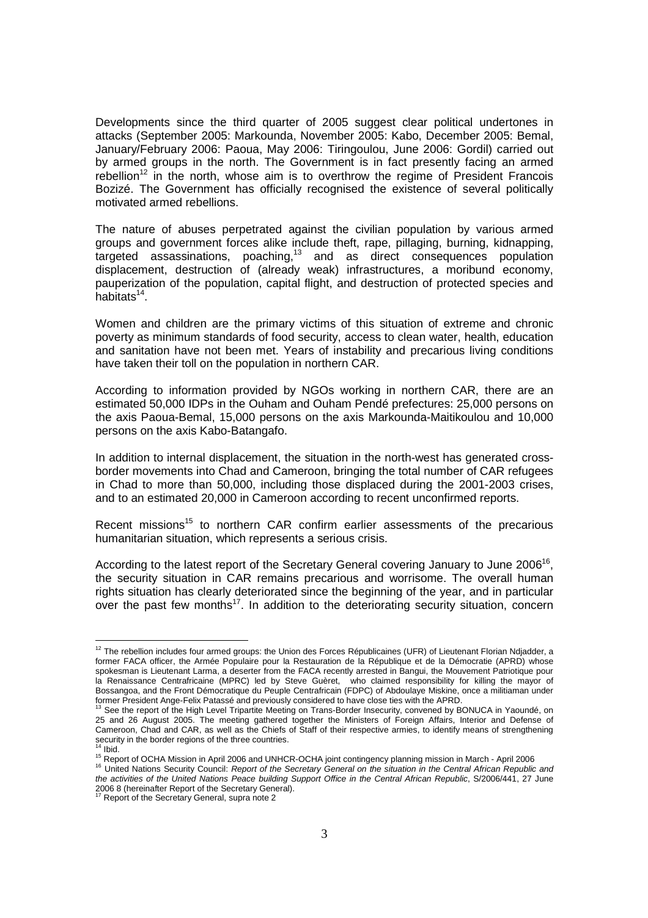Developments since the third quarter of 2005 suggest clear political undertones in attacks (September 2005: Markounda, November 2005: Kabo, December 2005: Bemal, January/February 2006: Paoua, May 2006: Tiringoulou, June 2006: Gordil) carried out by armed groups in the north. The Government is in fact presently facing an armed rebellion[12] in the north, whose aim is to overthrow the regime of President Francois Bozizé. The Government has officially recognised the existence of several politically motivated armed rebellions.

The nature of abuses perpetrated against the civilian population by various armed groups and government forces alike include theft, rape, pillaging, burning, kidnapping, targeted assassinations, poaching,[13] and as direct consequences population displacement, destruction of (already weak) infrastructures, a moribund economy, pauperization of the population, capital flight, and destruction of protected species and habitats[14].

Women and children are the primary victims of this situation of extreme and chronic poverty as minimum standards of food security, access to clean water, health, education and sanitation have not been met. Years of instability and precarious living conditions have taken their toll on the population in northern CAR.

According to information provided by NGOs working in northern CAR, there are an estimated 50,000 IDPs in the Ouham and Ouham Pendé prefectures: 25,000 persons on the axis Paoua-Bemal, 15,000 persons on the axis Markounda-Maitikoulou and 10,000 persons on the axis Kabo-Batangafo.

In addition to internal displacement, the situation in the north-west has generated cross-border movements into Chad and Cameroon, bringing the total number of CAR refugees in Chad to more than 50,000, including those displaced during the 2001-2003 crises, and to an estimated 20,000 in Cameroon according to recent unconfirmed reports.

Recent missions[15] to northern CAR confirm earlier assessments of the precarious humanitarian situation, which represents a serious crisis.

According to the latest report of the Secretary General covering January to June 2006[16], the security situation in CAR remains precarious and worrisome. The overall human rights situation has clearly deteriorated since the beginning of the year, and in particular over the past few months[17]. In addition to the deteriorating security situation, concern

---

[12] The rebellion includes four armed groups: the Union des Forces Républicaines (UFR) of Lieutenant Florian Ndjadder, a former FACA officer, the Armée Populaire pour la Restauration de la République et de la Démocratie (APRD) whose spokesman is Lieutenant Larma, a deserter from the FACA recently arrested in Bangui, the Mouvement Patriotique pour la Renaissance Centrafricaine (MPRC) led by Steve Guèret, who claimed responsibility for killing the mayor of Bossangoa, and the Front Démocratique du Peuple Centrafricain (FDPC) of Abdoulaye Miskine, once a militiaman under former President Ange-Felix Patassé and previously considered to have close ties with the APRD.

[13] See the report of the High Level Tripartite Meeting on Trans-Border Insecurity, convened by BONUCA in Yaoundé, on 25 and 26 August 2005. The meeting gathered together the Ministers of Foreign Affairs, Interior and Defense of Cameroon, Chad and CAR, as well as the Chiefs of Staff of their respective armies, to identify means of strengthening security in the border regions of the three countries.

[14] Ibid.

[15] Report of OCHA Mission in April 2006 and UNHCR-OCHA joint contingency planning mission in March - April 2006

[16] United Nations Security Council: *Report of the Secretary General on the situation in the Central African Republic and the activities of the United Nations Peace building Support Office in the Central African Republic*, S/2006/441, 27 June 2006 8 (hereinafter Report of the Secretary General).

[17] Report of the Secretary General, supra note 2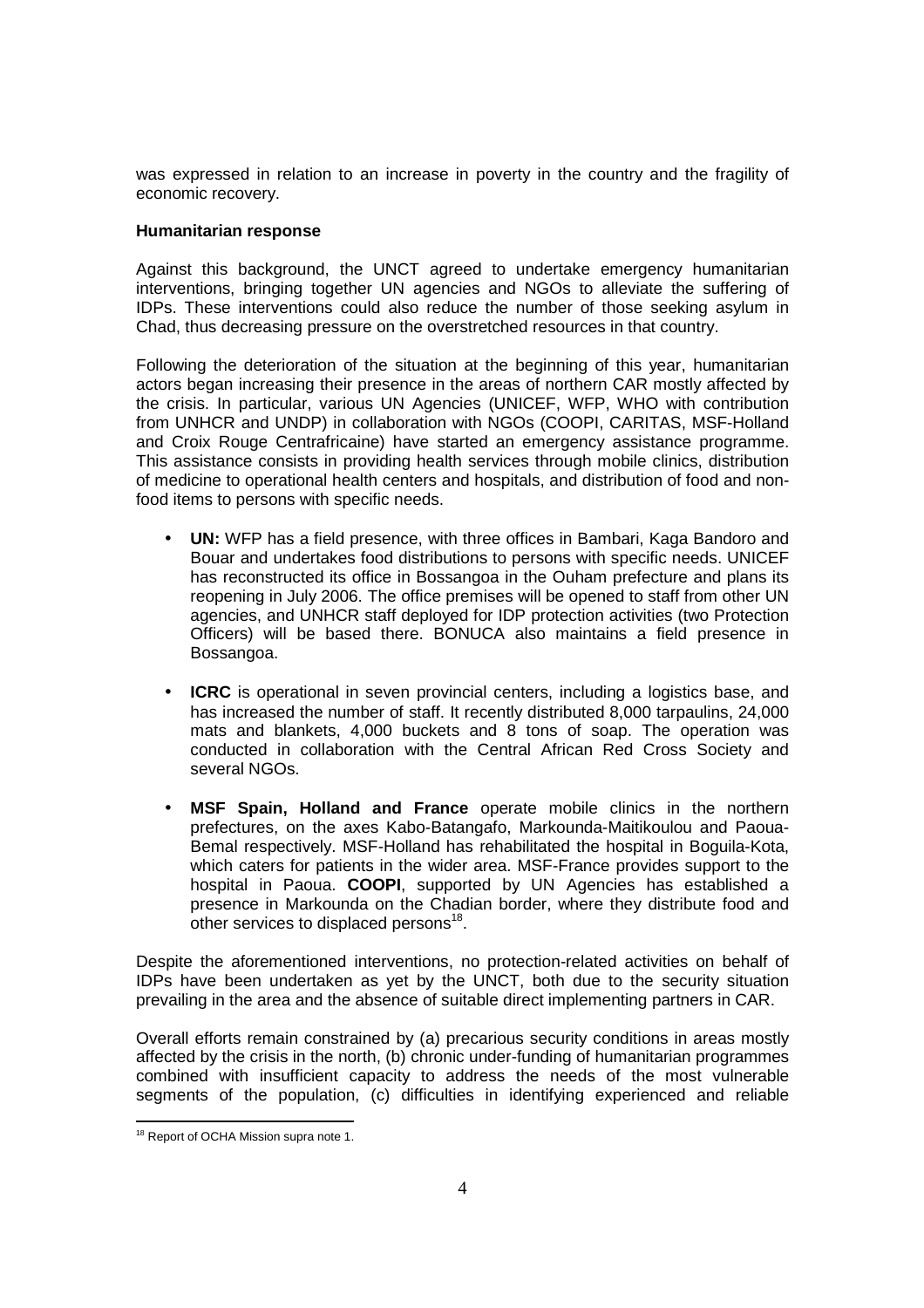was expressed in relation to an increase in poverty in the country and the fragility of economic recovery.

**Humanitarian response**

Against this background, the UNCT agreed to undertake emergency humanitarian interventions, bringing together UN agencies and NGOs to alleviate the suffering of IDPs. These interventions could also reduce the number of those seeking asylum in Chad, thus decreasing pressure on the overstretched resources in that country.

Following the deterioration of the situation at the beginning of this year, humanitarian actors began increasing their presence in the areas of northern CAR mostly affected by the crisis. In particular, various UN Agencies (UNICEF, WFP, WHO with contribution from UNHCR and UNDP) in collaboration with NGOs (COOPI, CARITAS, MSF-Holland and Croix Rouge Centrafricaine) have started an emergency assistance programme. This assistance consists in providing health services through mobile clinics, distribution of medicine to operational health centers and hospitals, and distribution of food and non-food items to persons with specific needs.

- **UN:** WFP has a field presence, with three offices in Bambari, Kaga Bandoro and Bouar and undertakes food distributions to persons with specific needs. UNICEF has reconstructed its office in Bossangoa in the Ouham prefecture and plans its reopening in July 2006. The office premises will be opened to staff from other UN agencies, and UNHCR staff deployed for IDP protection activities (two Protection Officers) will be based there. BONUCA also maintains a field presence in Bossangoa.

- **ICRC** is operational in seven provincial centers, including a logistics base, and has increased the number of staff. It recently distributed 8,000 tarpaulins, 24,000 mats and blankets, 4,000 buckets and 8 tons of soap. The operation was conducted in collaboration with the Central African Red Cross Society and several NGOs.

- **MSF Spain, Holland and France** operate mobile clinics in the northern prefectures, on the axes Kabo-Batangafo, Markounda-Maitikoulou and Paoua-Bemal respectively. MSF-Holland has rehabilitated the hospital in Boguila-Kota, which caters for patients in the wider area. MSF-France provides support to the hospital in Paoua. **COOPI**, supported by UN Agencies has established a presence in Markounda on the Chadian border, where they distribute food and other services to displaced persons[18].

Despite the aforementioned interventions, no protection-related activities on behalf of IDPs have been undertaken as yet by the UNCT, both due to the security situation prevailing in the area and the absence of suitable direct implementing partners in CAR.

Overall efforts remain constrained by (a) precarious security conditions in areas mostly affected by the crisis in the north, (b) chronic under-funding of humanitarian programmes combined with insufficient capacity to address the needs of the most vulnerable segments of the population, (c) difficulties in identifying experienced and reliable

[18] Report of OCHA Mission supra note 1.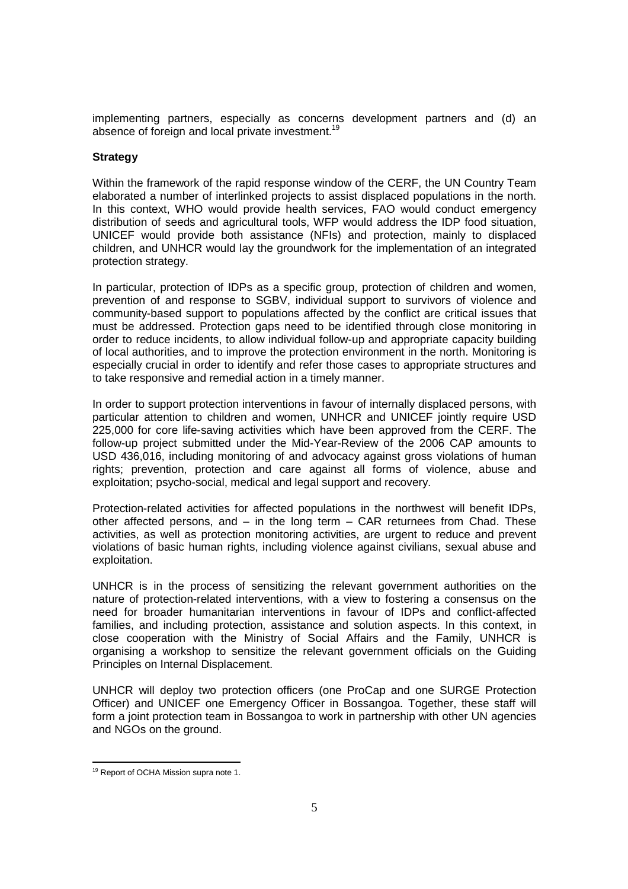implementing partners, especially as concerns development partners and (d) an absence of foreign and local private investment.[19]

**Strategy**

Within the framework of the rapid response window of the CERF, the UN Country Team elaborated a number of interlinked projects to assist displaced populations in the north. In this context, WHO would provide health services, FAO would conduct emergency distribution of seeds and agricultural tools, WFP would address the IDP food situation, UNICEF would provide both assistance (NFIs) and protection, mainly to displaced children, and UNHCR would lay the groundwork for the implementation of an integrated protection strategy.

In particular, protection of IDPs as a specific group, protection of children and women, prevention of and response to SGBV, individual support to survivors of violence and community-based support to populations affected by the conflict are critical issues that must be addressed. Protection gaps need to be identified through close monitoring in order to reduce incidents, to allow individual follow-up and appropriate capacity building of local authorities, and to improve the protection environment in the north. Monitoring is especially crucial in order to identify and refer those cases to appropriate structures and to take responsive and remedial action in a timely manner.

In order to support protection interventions in favour of internally displaced persons, with particular attention to children and women, UNHCR and UNICEF jointly require USD 225,000 for core life-saving activities which have been approved from the CERF. The follow-up project submitted under the Mid-Year-Review of the 2006 CAP amounts to USD 436,016, including monitoring of and advocacy against gross violations of human rights; prevention, protection and care against all forms of violence, abuse and exploitation; psycho-social, medical and legal support and recovery.

Protection-related activities for affected populations in the northwest will benefit IDPs, other affected persons, and – in the long term – CAR returnees from Chad. These activities, as well as protection monitoring activities, are urgent to reduce and prevent violations of basic human rights, including violence against civilians, sexual abuse and exploitation.

UNHCR is in the process of sensitizing the relevant government authorities on the nature of protection-related interventions, with a view to fostering a consensus on the need for broader humanitarian interventions in favour of IDPs and conflict-affected families, and including protection, assistance and solution aspects. In this context, in close cooperation with the Ministry of Social Affairs and the Family, UNHCR is organising a workshop to sensitize the relevant government officials on the Guiding Principles on Internal Displacement.

UNHCR will deploy two protection officers (one ProCap and one SURGE Protection Officer) and UNICEF one Emergency Officer in Bossangoa. Together, these staff will form a joint protection team in Bossangoa to work in partnership with other UN agencies and NGOs on the ground.

---

[19] Report of OCHA Mission supra note 1.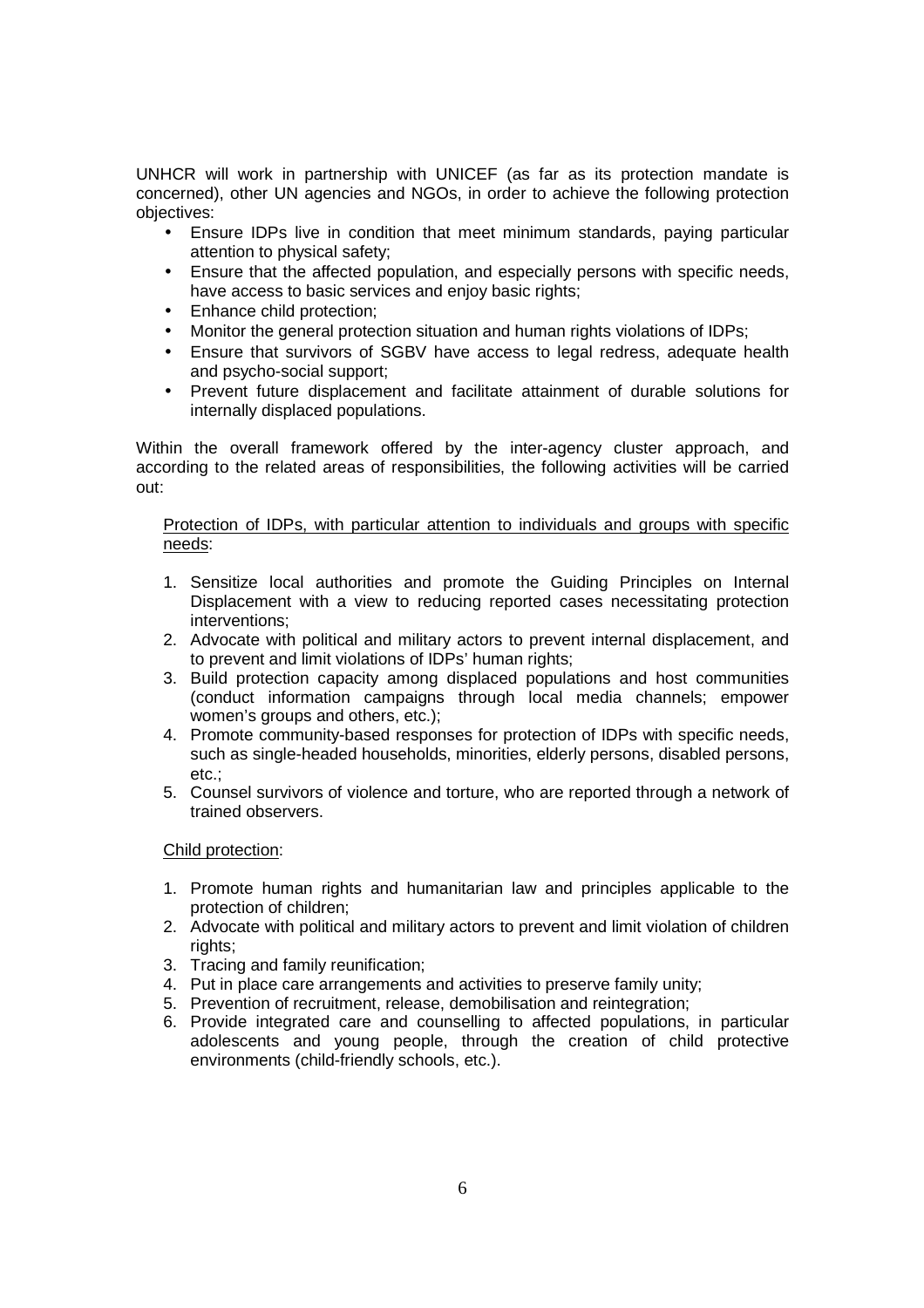UNHCR will work in partnership with UNICEF (as far as its protection mandate is concerned), other UN agencies and NGOs, in order to achieve the following protection objectives:

- Ensure IDPs live in condition that meet minimum standards, paying particular attention to physical safety;
- Ensure that the affected population, and especially persons with specific needs, have access to basic services and enjoy basic rights;
- Enhance child protection;
- Monitor the general protection situation and human rights violations of IDPs;
- Ensure that survivors of SGBV have access to legal redress, adequate health and psycho-social support;
- Prevent future displacement and facilitate attainment of durable solutions for internally displaced populations.

Within the overall framework offered by the inter-agency cluster approach, and according to the related areas of responsibilities, the following activities will be carried out:

<u>Protection of IDPs, with particular attention to individuals and groups with specific needs</u>:

1. Sensitize local authorities and promote the Guiding Principles on Internal Displacement with a view to reducing reported cases necessitating protection interventions;
2. Advocate with political and military actors to prevent internal displacement, and to prevent and limit violations of IDPs' human rights;
3. Build protection capacity among displaced populations and host communities (conduct information campaigns through local media channels; empower women's groups and others, etc.);
4. Promote community-based responses for protection of IDPs with specific needs, such as single-headed households, minorities, elderly persons, disabled persons, etc.;
5. Counsel survivors of violence and torture, who are reported through a network of trained observers.

<u>Child protection</u>:

1. Promote human rights and humanitarian law and principles applicable to the protection of children;
2. Advocate with political and military actors to prevent and limit violation of children rights;
3. Tracing and family reunification;
4. Put in place care arrangements and activities to preserve family unity;
5. Prevention of recruitment, release, demobilisation and reintegration;
6. Provide integrated care and counselling to affected populations, in particular adolescents and young people, through the creation of child protective environments (child-friendly schools, etc.).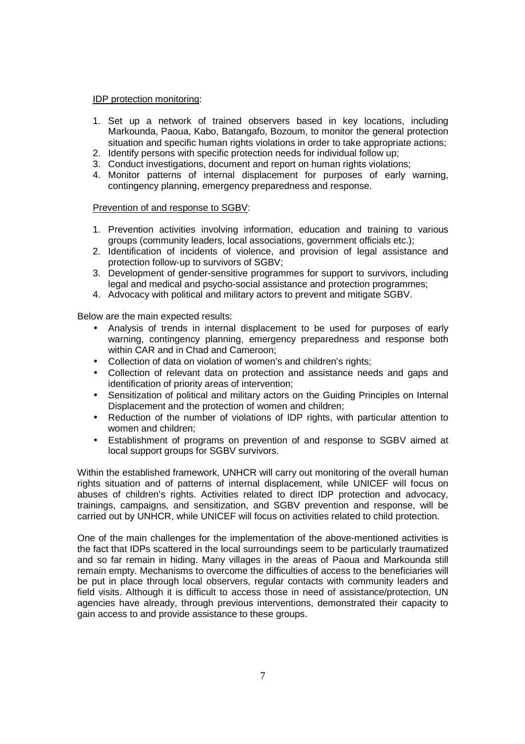IDP protection monitoring:

1. Set up a network of trained observers based in key locations, including Markounda, Paoua, Kabo, Batangafo, Bozoum, to monitor the general protection situation and specific human rights violations in order to take appropriate actions;
2. Identify persons with specific protection needs for individual follow up;
3. Conduct investigations, document and report on human rights violations;
4. Monitor patterns of internal displacement for purposes of early warning, contingency planning, emergency preparedness and response.

Prevention of and response to SGBV:

1. Prevention activities involving information, education and training to various groups (community leaders, local associations, government officials etc.);
2. Identification of incidents of violence, and provision of legal assistance and protection follow-up to survivors of SGBV;
3. Development of gender-sensitive programmes for support to survivors, including legal and medical and psycho-social assistance and protection programmes;
4. Advocacy with political and military actors to prevent and mitigate SGBV.

Below are the main expected results:

- Analysis of trends in internal displacement to be used for purposes of early warning, contingency planning, emergency preparedness and response both within CAR and in Chad and Cameroon;
- Collection of data on violation of women's and children's rights;
- Collection of relevant data on protection and assistance needs and gaps and identification of priority areas of intervention;
- Sensitization of political and military actors on the Guiding Principles on Internal Displacement and the protection of women and children;
- Reduction of the number of violations of IDP rights, with particular attention to women and children;
- Establishment of programs on prevention of and response to SGBV aimed at local support groups for SGBV survivors.

Within the established framework, UNHCR will carry out monitoring of the overall human rights situation and of patterns of internal displacement, while UNICEF will focus on abuses of children's rights. Activities related to direct IDP protection and advocacy, trainings, campaigns, and sensitization, and SGBV prevention and response, will be carried out by UNHCR, while UNICEF will focus on activities related to child protection.

One of the main challenges for the implementation of the above-mentioned activities is the fact that IDPs scattered in the local surroundings seem to be particularly traumatized and so far remain in hiding. Many villages in the areas of Paoua and Markounda still remain empty. Mechanisms to overcome the difficulties of access to the beneficiaries will be put in place through local observers, regular contacts with community leaders and field visits. Although it is difficult to access those in need of assistance/protection, UN agencies have already, through previous interventions, demonstrated their capacity to gain access to and provide assistance to these groups.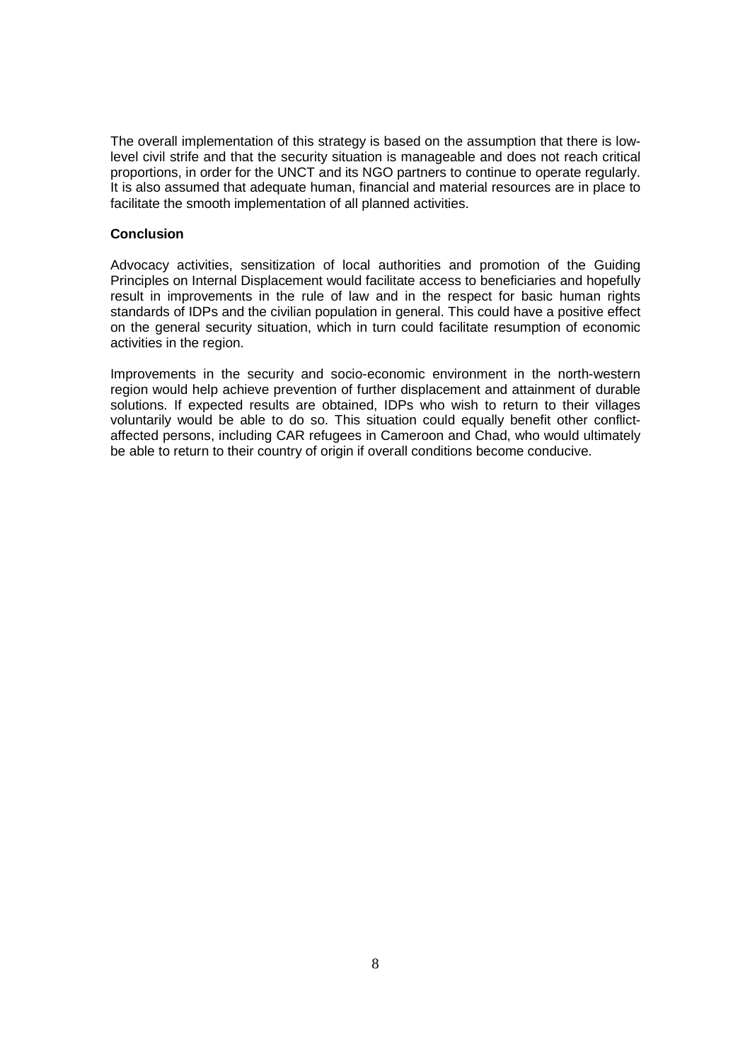The overall implementation of this strategy is based on the assumption that there is low-level civil strife and that the security situation is manageable and does not reach critical proportions, in order for the UNCT and its NGO partners to continue to operate regularly. It is also assumed that adequate human, financial and material resources are in place to facilitate the smooth implementation of all planned activities.

**Conclusion**

Advocacy activities, sensitization of local authorities and promotion of the Guiding Principles on Internal Displacement would facilitate access to beneficiaries and hopefully result in improvements in the rule of law and in the respect for basic human rights standards of IDPs and the civilian population in general. This could have a positive effect on the general security situation, which in turn could facilitate resumption of economic activities in the region.

Improvements in the security and socio-economic environment in the north-western region would help achieve prevention of further displacement and attainment of durable solutions. If expected results are obtained, IDPs who wish to return to their villages voluntarily would be able to do so. This situation could equally benefit other conflict-affected persons, including CAR refugees in Cameroon and Chad, who would ultimately be able to return to their country of origin if overall conditions become conducive.